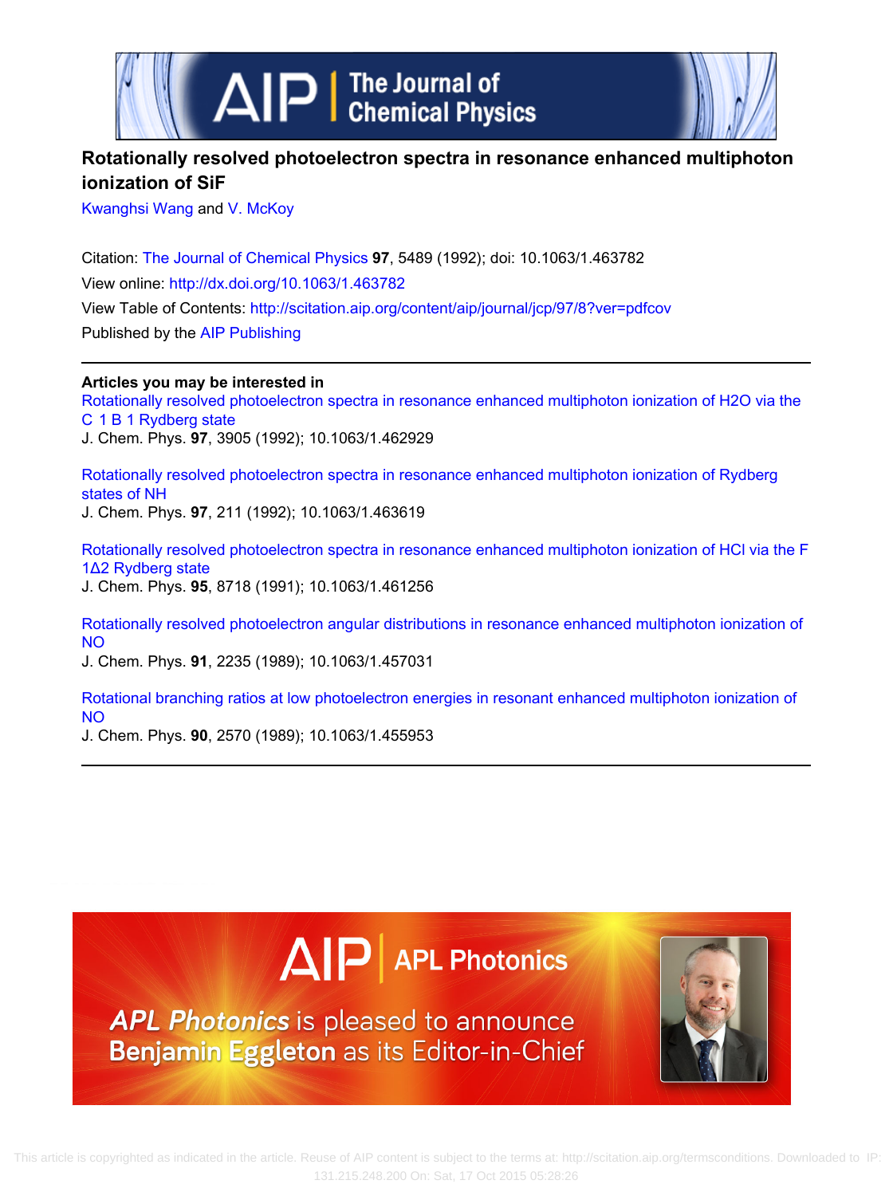# Rotationally resolved photoelectron spectra in resonance enhanced multiphoton ionization of SiF

Kwanghsi Wang and V. McKoy

Citation: The Journal of Chemical Physics **97**, 5489 (1992); doi: 10.1063/1.463782

View online: http://dx.doi.org/10.1063/1.463782

View Table of Contents: http://scitation.aip.org/content/aip/journal/jcp/97/8?ver=pdfcov

Published by the AIP Publishing

**Articles you may be interested in**

Rotationally resolved photoelectron spectra in resonance enhanced multiphoton ionization of H2O via the C 1 B 1 Rydberg state
J. Chem. Phys. **97**, 3905 (1992); 10.1063/1.462929

Rotationally resolved photoelectron spectra in resonance enhanced multiphoton ionization of Rydberg states of NH
J. Chem. Phys. **97**, 211 (1992); 10.1063/1.463619

Rotationally resolved photoelectron spectra in resonance enhanced multiphoton ionization of HCl via the F 1Δ2 Rydberg state
J. Chem. Phys. **95**, 8718 (1991); 10.1063/1.461256

Rotationally resolved photoelectron angular distributions in resonance enhanced multiphoton ionization of NO
J. Chem. Phys. **91**, 2235 (1989); 10.1063/1.457031

Rotational branching ratios at low photoelectron energies in resonant enhanced multiphoton ionization of NO
J. Chem. Phys. **90**, 2570 (1989); 10.1063/1.455953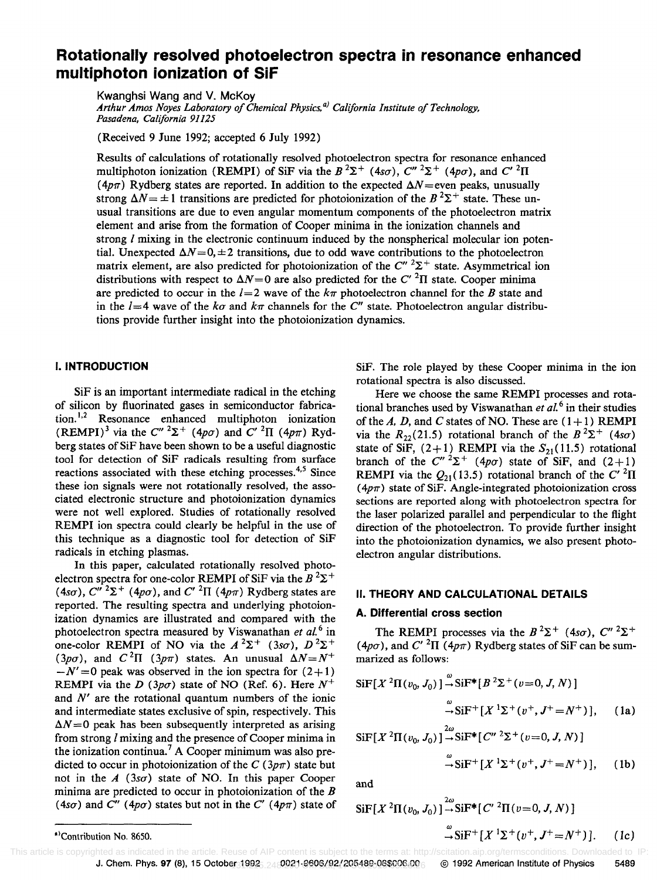# Rotationally resolved photoelectron spectra in resonance enhanced multiphoton ionization of SiF

Kwanghsi Wang and V. McKoy

*Arthur Amos Noyes Laboratory of Chemical Physics,*[a] *California Institute of Technology, Pasadena, California 91125*

(Received 9 June 1992; accepted 6 July 1992)

Results of calculations of rotationally resolved photoelectron spectra for resonance enhanced multiphoton ionization (REMPI) of SiF via the $B\,^2\Sigma^+$ ($4s\sigma$), $C''\,^2\Sigma^+$ ($4p\sigma$), and $C'\,^2\Pi$ ($4p\pi$) Rydberg states are reported. In addition to the expected $\Delta N$=even peaks, unusually strong $\Delta N=\pm 1$ transitions are predicted for photoionization of the $B\,^2\Sigma^+$ state. These unusual transitions are due to even angular momentum components of the photoelectron matrix element and arise from the formation of Cooper minima in the ionization channels and strong $l$ mixing in the electronic continuum induced by the nonspherical molecular ion potential. Unexpected $\Delta N=0,\pm 2$ transitions, due to odd wave contributions to the photoelectron matrix element, are also predicted for photoionization of the $C''\,^2\Sigma^+$ state. Asymmetrical ion distributions with respect to $\Delta N=0$ are also predicted for the $C'\,^2\Pi$ state. Cooper minima are predicted to occur in the $l=2$ wave of the $k\pi$ photoelectron channel for the $B$ state and in the $l=4$ wave of the $k\sigma$ and $k\pi$ channels for the $C''$ state. Photoelectron angular distributions provide further insight into the photoionization dynamics.

## I. INTRODUCTION

SiF is an important intermediate radical in the etching of silicon by fluorinated gases in semiconductor fabrication.[1,2] Resonance enhanced multiphoton ionization (REMPI)[3] via the $C''\,^2\Sigma^+$ ($4p\sigma$) and $C'\,^2\Pi$ ($4p\pi$) Rydberg states of SiF have been shown to be a useful diagnostic tool for detection of SiF radicals resulting from surface reactions associated with these etching processes.[4,5] Since these ion signals were not rotationally resolved, the associated electronic structure and photoionization dynamics were not well explored. Studies of rotationally resolved REMPI ion spectra could clearly be helpful in the use of this technique as a diagnostic tool for detection of SiF radicals in etching plasmas.

In this paper, calculated rotationally resolved photoelectron spectra for one-color REMPI of SiF via the $B\,^2\Sigma^+$ ($4s\sigma$), $C''\,^2\Sigma^+$ ($4p\sigma$), and $C'\,^2\Pi$ ($4p\pi$) Rydberg states are reported. The resulting spectra and underlying photoionization dynamics are illustrated and compared with the photoelectron spectra measured by Viswanathan *et al.*[6] in one-color REMPI of NO via the $A\,^2\Sigma^+$ ($3s\sigma$), $D\,^2\Sigma^+$ ($3p\sigma$), and $C\,^2\Pi$ ($3p\pi$) states. An unusual $\Delta N=N^+-N'=0$ peak was observed in the ion spectra for (2+1) REMPI via the $D$ ($3p\sigma$) state of NO (Ref. 6). Here $N^+$ and $N'$ are the rotational quantum numbers of the ionic and intermediate states exclusive of spin, respectively. This $\Delta N=0$ peak has been subsequently interpreted as arising from strong $l$ mixing and the presence of Cooper minima in the ionization continua.[7] A Cooper minimum was also predicted to occur in photoionization of the $C$ ($3p\pi$) state but not in the $A$ ($3s\sigma$) state of NO. In this paper Cooper minima are predicted to occur in photoionization of the $B$ ($4s\sigma$) and $C''$ ($4p\sigma$) states but not in the $C'$ ($4p\pi$) state of SiF. The role played by these Cooper minima in the ion rotational spectra is also discussed.

Here we choose the same REMPI processes and rotational branches used by Viswanathan *et al.*[6] in their studies of the $A$, $D$, and $C$ states of NO. These are (1+1) REMPI via the $R_{22}(21.5)$ rotational branch of the $B\,^2\Sigma^+$ ($4s\sigma$) state of SiF, (2+1) REMPI via the $S_{21}(11.5)$ rotational branch of the $C''\,^2\Sigma^+$ ($4p\sigma$) state of SiF, and (2+1) REMPI via the $Q_{21}(13.5)$ rotational branch of the $C'\,^2\Pi$ ($4p\pi$) state of SiF. Angle-integrated photoionization cross sections are reported along with photoelectron spectra for the laser polarized parallel and perpendicular to the flight direction of the photoelectron. To provide further insight into the photoionization dynamics, we also present photoelectron angular distributions.

## II. THEORY AND CALCULATIONAL DETAILS

### A. Differential cross section

The REMPI processes via the $B\,^2\Sigma^+$ ($4s\sigma$), $C''\,^2\Sigma^+$ ($4p\sigma$), and $C'\,^2\Pi$ ($4p\pi$) Rydberg states of SiF can be summarized as follows:

$$\mathrm{SiF}[X\,^2\Pi(v_0,J_0)] \xrightarrow{\omega} \mathrm{SiF}^*[B\,^2\Sigma^+(v=0,J,N)] \xrightarrow{\omega} \mathrm{SiF}^+[X\,^1\Sigma^+(v^+,J^+=N^+)], \quad (1a)$$

$$\mathrm{SiF}[X\,^2\Pi(v_0,J_0)] \xrightarrow{2\omega} \mathrm{SiF}^*[C''\,^2\Sigma^+(v=0,J,N)] \xrightarrow{\omega} \mathrm{SiF}^+[X\,^1\Sigma^+(v^+,J^+=N^+)], \quad (1b)$$

and

$$\mathrm{SiF}[X\,^2\Pi(v_0,J_0)] \xrightarrow{2\omega} \mathrm{SiF}^*[C'\,^2\Pi(v=0,J,N)] \xrightarrow{\omega} \mathrm{SiF}^+[X\,^1\Sigma^+(v^+,J^+=N^+)]. \quad (1c)$$

---

[a] Contribution No. 8650.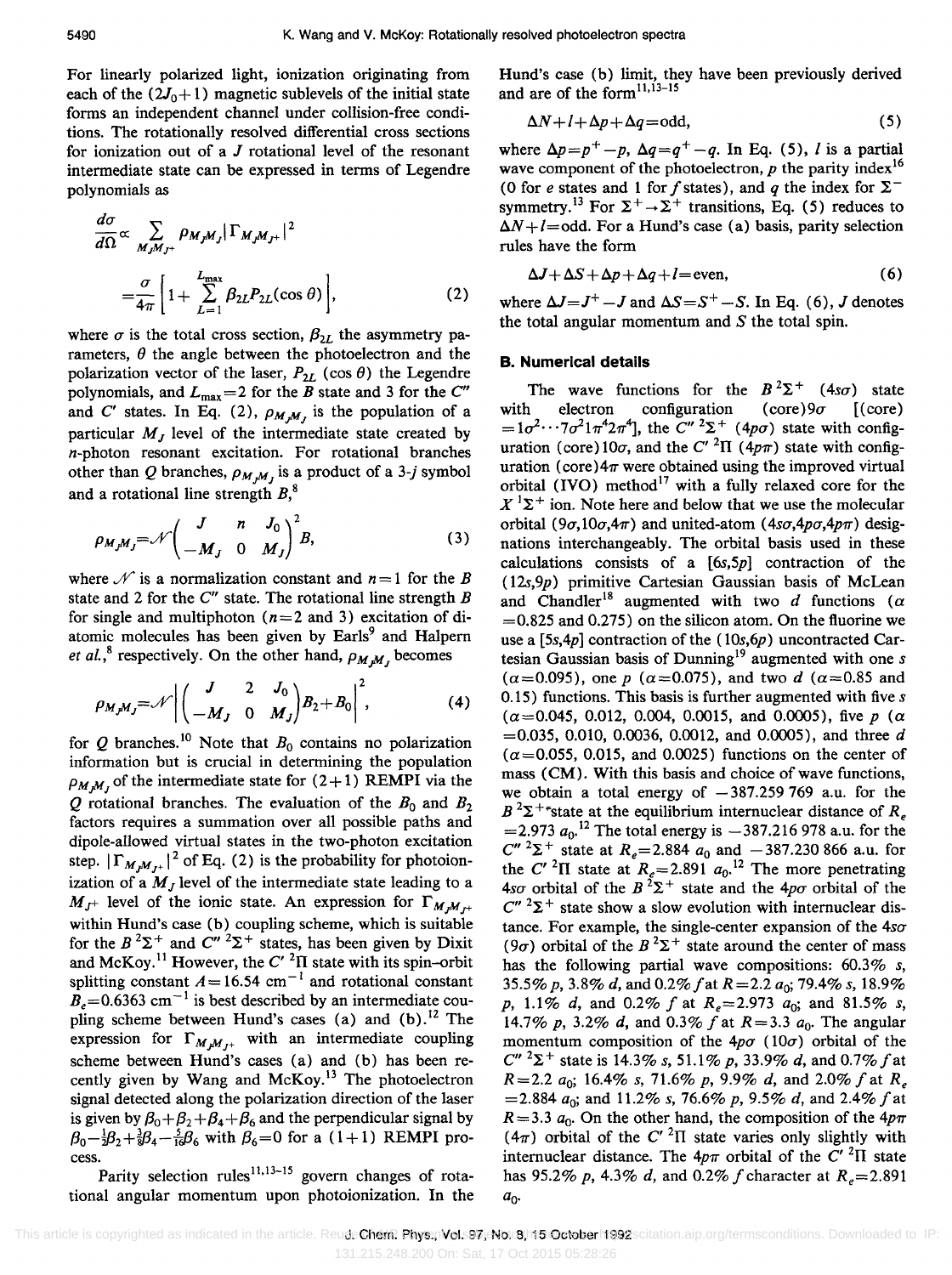For linearly polarized light, ionization originating from each of the $(2J_0+1)$ magnetic sublevels of the initial state forms an independent channel under collision-free conditions. The rotationally resolved differential cross sections for ionization out of a $J$ rotational level of the resonant intermediate state can be expressed in terms of Legendre polynomials as

$$\frac{d\sigma}{d\Omega} \propto \sum_{M_J M_{J^+}} \rho_{M_J M_J} |\Gamma_{M_J M_{J^+}}|^2$$

$$= \frac{\sigma}{4\pi} \left[ 1 + \sum_{L=1}^{L_{\max}} \beta_{2L} P_{2L}(\cos\theta) \right], \quad (2)$$

where $\sigma$ is the total cross section, $\beta_{2L}$ the asymmetry parameters, $\theta$ the angle between the photoelectron and the polarization vector of the laser, $P_{2L}(\cos\theta)$ the Legendre polynomials, and $L_{\max}=2$ for the $B$ state and 3 for the $C''$ and $C'$ states. In Eq. (2), $\rho_{M_J M_J}$ is the population of a particular $M_J$ level of the intermediate state created by $n$-photon resonant excitation. For rotational branches other than $Q$ branches, $\rho_{M_J M_J}$ is a product of a 3-$j$ symbol and a rotational line strength $B$,[8]

$$\rho_{M_J M_J} = \mathcal{N} \begin{pmatrix} J & n & J_0 \\ -M_J & 0 & M_J \end{pmatrix}^2 B, \quad (3)$$

where $\mathcal{N}$ is a normalization constant and $n=1$ for the $B$ state and 2 for the $C''$ state. The rotational line strength $B$ for single and multiphoton ($n=2$ and 3) excitation of diatomic molecules has been given by Earls[9] and Halpern *et al.*,[8] respectively. On the other hand, $\rho_{M_J M_J}$ becomes

$$\rho_{M_J M_J} = \mathcal{N} \left| \begin{pmatrix} J & 2 & J_0 \\ -M_J & 0 & M_J \end{pmatrix} B_2 + B_0 \right|^2, \quad (4)$$

for $Q$ branches.[10] Note that $B_0$ contains no polarization information but is crucial in determining the population $\rho_{M_J M_J}$ of the intermediate state for (2+1) REMPI via the $Q$ rotational branches. The evaluation of the $B_0$ and $B_2$ factors requires a summation over all possible paths and dipole-allowed virtual states in the two-photon excitation step. $|\Gamma_{M_J M_{J^+}}|^2$ of Eq. (2) is the probability for photoionization of a $M_J$ level of the intermediate state leading to a $M_{J^+}$ level of the ionic state. An expression for $\Gamma_{M_J M_{J^+}}$ within Hund's case (b) coupling scheme, which is suitable for the $B\,^2\Sigma^+$ and $C''\,^2\Sigma^+$ states, has been given by Dixit and McKoy.[11] However, the $C'\,^2\Pi$ state with its spin–orbit splitting constant $A=16.54$ cm$^{-1}$ and rotational constant $B_e=0.6363$ cm$^{-1}$ is best described by an intermediate coupling scheme between Hund's cases (a) and (b).[12] The expression for $\Gamma_{M_J M_{J^+}}$ with an intermediate coupling scheme between Hund's cases (a) and (b) has been recently given by Wang and McKoy.[13] The photoelectron signal detected along the polarization direction of the laser is given by $\beta_0+\beta_2+\beta_4+\beta_6$ and the perpendicular signal by $\beta_0-\frac{1}{2}\beta_2+\frac{3}{8}\beta_4-\frac{5}{16}\beta_6$ with $\beta_6=0$ for a (1+1) REMPI process.

Parity selection rules[11,13–15] govern changes of rotational angular momentum upon photoionization. In the Hund's case (b) limit, they have been previously derived and are of the form[11,13–15]

$$\Delta N + l + \Delta p + \Delta q = \text{odd}, \quad (5)$$

where $\Delta p = p^+ - p$, $\Delta q = q^+ - q$. In Eq. (5), $l$ is a partial wave component of the photoelectron, $p$ the parity index[16] (0 for $e$ states and 1 for $f$ states), and $q$ the index for $\Sigma^-$ symmetry.[13] For $\Sigma^+ \to \Sigma^+$ transitions, Eq. (5) reduces to $\Delta N + l = \text{odd}$. For a Hund's case (a) basis, parity selection rules have the form

$$\Delta J + \Delta S + \Delta p + \Delta q + l = \text{even}, \quad (6)$$

where $\Delta J = J^+ - J$ and $\Delta S = S^+ - S$. In Eq. (6), $J$ denotes the total angular momentum and $S$ the total spin.

### B. Numerical details

The wave functions for the $B\,^2\Sigma^+$ ($4s\sigma$) state with electron configuration (core)$9\sigma$ [(core) $=1\sigma^2\cdots7\sigma^2 1\pi^4 2\pi^4$], the $C''\,^2\Sigma^+$ ($4p\sigma$) state with configuration (core)$10\sigma$, and the $C'\,^2\Pi$ ($4p\pi$) state with configuration (core)$4\pi$ were obtained using the improved virtual orbital (IVO) method[17] with a fully relaxed core for the $X\,^1\Sigma^+$ ion. Note here and below that we use the molecular orbital ($9\sigma,10\sigma,4\pi$) and united-atom ($4s\sigma,4p\sigma,4p\pi$) designations interchangeably. The orbital basis used in these calculations consists of a [6s,5p] contraction of the (12s,9p) primitive Cartesian Gaussian basis of McLean and Chandler[18] augmented with two $d$ functions ($\alpha=0.825$ and 0.275) on the silicon atom. On the fluorine we use a [5s,4p] contraction of the (10s,6p) uncontracted Cartesian Gaussian basis of Dunning[19] augmented with one $s$ ($\alpha=0.095$), one $p$ ($\alpha=0.075$), and two $d$ ($\alpha=0.85$ and 0.15) functions. This basis is further augmented with five $s$ ($\alpha=0.045$, 0.012, 0.004, 0.0015, and 0.0005), five $p$ ($\alpha=0.035$, 0.010, 0.0036, 0.0012, and 0.0005), and three $d$ ($\alpha=0.055$, 0.015, and 0.0025) functions on the center of mass (CM). With this basis and choice of wave functions, we obtain a total energy of $-387.259\,769$ a.u. for the $B\,^2\Sigma^+$ state at the equilibrium internuclear distance of $R_e=2.973\ a_0$.[12] The total energy is $-387.216\,978$ a.u. for the $C''\,^2\Sigma^+$ state at $R_e=2.884\ a_0$ and $-387.230\,866$ a.u. for the $C'\,^2\Pi$ state at $R_e=2.891\ a_0$.[12] The more penetrating $4s\sigma$ orbital of the $B\,^2\Sigma^+$ state and the $4p\sigma$ orbital of the $C''\,^2\Sigma^+$ state show a slow evolution with internuclear distance. For example, the single-center expansion of the $4s\sigma$ ($9\sigma$) orbital of the $B\,^2\Sigma^+$ state around the center of mass has the following partial wave compositions: 60.3% $s$, 35.5% $p$, 3.8% $d$, and 0.2% $f$ at $R=2.2\ a_0$; 79.4% $s$, 18.9% $p$, 1.1% $d$, and 0.2% $f$ at $R_e=2.973\ a_0$; and 81.5% $s$, 14.7% $p$, 3.2% $d$, and 0.3% $f$ at $R=3.3\ a_0$. The angular momentum composition of the $4p\sigma$ ($10\sigma$) orbital of the $C''\,^2\Sigma^+$ state is 14.3% $s$, 51.1% $p$, 33.9% $d$, and 0.7% $f$ at $R=2.2\ a_0$; 16.4% $s$, 71.6% $p$, 9.9% $d$, and 2.0% $f$ at $R_e=2.884\ a_0$; and 11.2% $s$, 76.6% $p$, 9.5% $d$, and 2.4% $f$ at $R=3.3\ a_0$. On the other hand, the composition of the $4p\pi$ ($4\pi$) orbital of the $C'\,^2\Pi$ state varies only slightly with internuclear distance. The $4p\pi$ orbital of the $C'\,^2\Pi$ state has 95.2% $p$, 4.3% $d$, and 0.2% $f$ character at $R_e=2.891\ a_0$.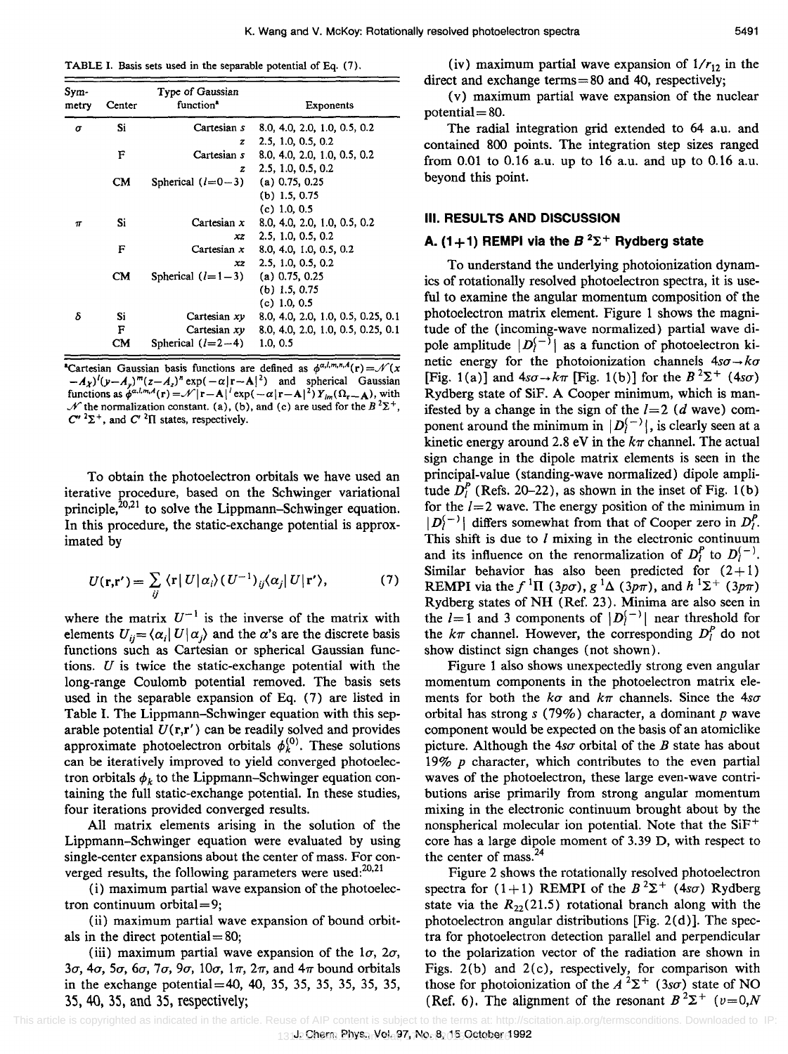TABLE I. Basis sets used in the separable potential of Eq. (7).

| Symmetry | Center | Type of Gaussian function[a] | Exponents |
|---|---|---|---|
| $\sigma$ | Si | Cartesian $s$ | 8.0, 4.0, 2.0, 1.0, 0.5, 0.2 |
| | | $z$ | 2.5, 1.0, 0.5, 0.2 |
| | F | Cartesian $s$ | 8.0, 4.0, 2.0, 1.0, 0.5, 0.2 |
| | | $z$ | 2.5, 1.0, 0.5, 0.2 |
| | CM | Spherical ($l=0-3$) | (a) 0.75, 0.25 |
| | | | (b) 1.5, 0.75 |
| | | | (c) 1.0, 0.5 |
| $\pi$ | Si | Cartesian $x$ | 8.0, 4.0, 2.0, 1.0, 0.5, 0.2 |
| | | $xz$ | 2.5, 1.0, 0.5, 0.2 |
| | F | Cartesian $x$ | 8.0, 4.0, 1.0, 0.5, 0.2 |
| | | $xz$ | 2.5, 1.0, 0.5, 0.2 |
| | CM | Spherical ($l=1-3$) | (a) 0.75, 0.25 |
| | | | (b) 1.5, 0.75 |
| | | | (c) 1.0, 0.5 |
| $\delta$ | Si | Cartesian $xy$ | 8.0, 4.0, 2.0, 1.0, 0.5, 0.25, 0.1 |
| | F | Cartesian $xy$ | 8.0, 4.0, 2.0, 1.0, 0.5, 0.25, 0.1 |
| | CM | Spherical ($l=2-4$) | 1.0, 0.5 |

[a]Cartesian Gaussian basis functions are defined as $\phi^{\alpha,l,m,n,A}(\mathbf{r})=\mathcal{N}(x-A_x)^l(y-A_y)^m(z-A_z)^n\exp(-\alpha|\mathbf{r}-\mathbf{A}|^2)$ and spherical Gaussian functions as $\phi^{\alpha,l,m,A}(\mathbf{r})=\mathcal{N}|\mathbf{r}-\mathbf{A}|^l\exp(-\alpha|\mathbf{r}-\mathbf{A}|^2)Y_{lm}(\Omega_{\mathbf{r}-\mathbf{A}})$, with $\mathcal{N}$ the normalization constant. (a), (b), and (c) are used for the $B\,^2\Sigma^+$, $C''\,^2\Sigma^+$, and $C'\,^2\Pi$ states, respectively.

To obtain the photoelectron orbitals we have used an iterative procedure, based on the Schwinger variational principle,[20,21] to solve the Lippmann–Schwinger equation. In this procedure, the static-exchange potential is approximated by

$$U(\mathbf{r},\mathbf{r}')=\sum_{ij}\langle\mathbf{r}|U|\alpha_i\rangle(U^{-1})_{ij}\langle\alpha_j|U|\mathbf{r}'\rangle, \tag{7}$$

where the matrix $U^{-1}$ is the inverse of the matrix with elements $U_{ij}=\langle\alpha_i|U|\alpha_j\rangle$ and the $\alpha$'s are the discrete basis functions such as Cartesian or spherical Gaussian functions. $U$ is twice the static-exchange potential with the long-range Coulomb potential removed. The basis sets used in the separable expansion of Eq. (7) are listed in Table I. The Lippmann–Schwinger equation with this separable potential $U(\mathbf{r},\mathbf{r}')$ can be readily solved and provides approximate photoelectron orbitals $\phi_k^{(0)}$. These solutions can be iteratively improved to yield converged photoelectron orbitals $\phi_k$ to the Lippmann–Schwinger equation containing the full static-exchange potential. In these studies, four iterations provided converged results.

All matrix elements arising in the solution of the Lippmann–Schwinger equation were evaluated by using single-center expansions about the center of mass. For converged results, the following parameters were used:[20,21]

(i) maximum partial wave expansion of the photoelectron continuum orbital = 9;

(ii) maximum partial wave expansion of bound orbitals in the direct potential = 80;

(iii) maximum partial wave expansion of the $1\sigma$, $2\sigma$, $3\sigma$, $4\sigma$, $5\sigma$, $6\sigma$, $7\sigma$, $9\sigma$, $10\sigma$, $1\pi$, $2\pi$, and $4\pi$ bound orbitals in the exchange potential = 40, 40, 35, 35, 35, 35, 35, 35, 35, 40, 35, and 35, respectively;

(iv) maximum partial wave expansion of $1/r_{12}$ in the direct and exchange terms = 80 and 40, respectively;

(v) maximum partial wave expansion of the nuclear potential = 80.

The radial integration grid extended to 64 a.u. and contained 800 points. The integration step sizes ranged from 0.01 to 0.16 a.u. up to 16 a.u. and up to 0.16 a.u. beyond this point.

## III. RESULTS AND DISCUSSION

### A. (1+1) REMPI via the $B\,^2\Sigma^+$ Rydberg state

To understand the underlying photoionization dynamics of rotationally resolved photoelectron spectra, it is useful to examine the angular momentum composition of the photoelectron matrix element. Figure 1 shows the magnitude of the (incoming-wave normalized) partial wave dipole amplitude $|D_l^{(-)}|$ as a function of photoelectron kinetic energy for the photoionization channels $4s\sigma\rightarrow k\sigma$ [Fig. 1(a)] and $4s\sigma\rightarrow k\pi$ [Fig. 1(b)] for the $B\,^2\Sigma^+$ $(4s\sigma)$ Rydberg state of SiF. A Cooper minimum, which is manifested by a change in the sign of the $l=2$ ($d$ wave) component around the minimum in $|D_l^{(-)}|$, is clearly seen at a kinetic energy around 2.8 eV in the $k\pi$ channel. The actual sign change in the dipole matrix elements is seen in the principal-value (standing-wave normalized) dipole amplitude $D_l^P$ (Refs. 20–22), as shown in the inset of Fig. 1(b) for the $l=2$ wave. The energy position of the minimum in $|D_l^{(-)}|$ differs somewhat from that of Cooper zero in $D_l^P$. This shift is due to $l$ mixing in the electronic continuum and its influence on the renormalization of $D_l^P$ to $D_l^{(-)}$. Similar behavior has also been predicted for (2+1) REMPI via the $f\,^1\Pi$ $(3p\sigma)$, $g\,^1\Delta$ $(3p\pi)$, and $h\,^1\Sigma^+$ $(3p\pi)$ Rydberg states of NH (Ref. 23). Minima are also seen in the $l=1$ and 3 components of $|D_l^{(-)}|$ near threshold for the $k\pi$ channel. However, the corresponding $D_l^P$ do not show distinct sign changes (not shown).

Figure 1 also shows unexpectedly strong even angular momentum components in the photoelectron matrix elements for both the $k\sigma$ and $k\pi$ channels. Since the $4s\sigma$ orbital has strong $s$ (79%) character, a dominant $p$ wave component would be expected on the basis of an atomiclike picture. Although the $4s\sigma$ orbital of the $B$ state has about 19% $p$ character, which contributes to the even partial waves of the photoelectron, these large even-wave contributions arise primarily from strong angular momentum mixing in the electronic continuum brought about by the nonspherical molecular ion potential. Note that the $SiF^+$ core has a large dipole moment of 3.39 D, with respect to the center of mass.[24]

Figure 2 shows the rotationally resolved photoelectron spectra for (1+1) REMPI of the $B\,^2\Sigma^+$ $(4s\sigma)$ Rydberg state via the $R_{22}(21.5)$ rotational branch along with the photoelectron angular distributions [Fig. 2(d)]. The spectra for photoelectron detection parallel and perpendicular to the polarization vector of the radiation are shown in Figs. 2(b) and 2(c), respectively, for comparison with those for photoionization of the $A\,^2\Sigma^+$ $(3s\sigma)$ state of NO (Ref. 6). The alignment of the resonant $B\,^2\Sigma^+$ $(v=0,N$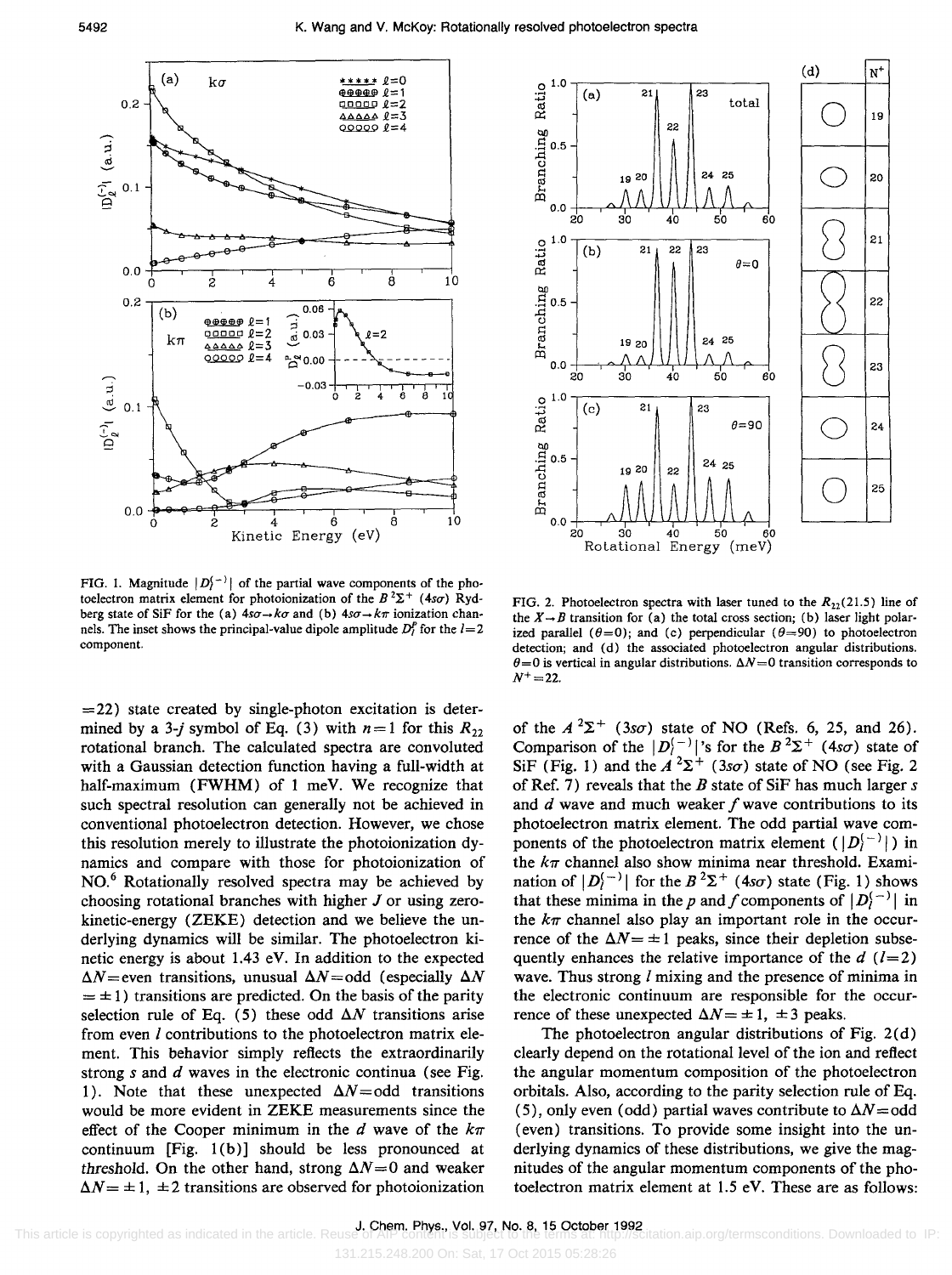FIG. 1. Magnitude $|D_l^{(-)}|$ of the partial wave components of the photoelectron matrix element for photoionization of the $B\,^2\Sigma^+$ $(4s\sigma)$ Rydberg state of SiF for the (a) $4s\sigma \rightarrow k\sigma$ and (b) $4s\sigma \rightarrow k\pi$ ionization channels. The inset shows the principal-value dipole amplitude $D_l^P$ for the $l=2$ component.

FIG. 2. Photoelectron spectra with laser tuned to the $R_{22}(21.5)$ line of the $X \rightarrow B$ transition for (a) the total cross section; (b) laser light polarized parallel ($\theta=0$); and (c) perpendicular ($\theta=90$) to photoelectron detection; and (d) the associated photoelectron angular distributions. $\theta=0$ is vertical in angular distributions. $\Delta N=0$ transition corresponds to $N^+=22$.

$=22$) state created by single-photon excitation is determined by a 3-$j$ symbol of Eq. (3) with $n=1$ for this $R_{22}$ rotational branch. The calculated spectra are convoluted with a Gaussian detection function having a full-width at half-maximum (FWHM) of 1 meV. We recognize that such spectral resolution can generally not be achieved in conventional photoelectron detection. However, we chose this resolution merely to illustrate the photoionization dynamics and compare with those for photoionization of NO.[6] Rotationally resolved spectra may be achieved by choosing rotational branches with higher $J$ or using zero-kinetic-energy (ZEKE) detection and we believe the underlying dynamics will be similar. The photoelectron kinetic energy is about 1.43 eV. In addition to the expected $\Delta N$=even transitions, unusual $\Delta N$=odd (especially $\Delta N = \pm 1$) transitions are predicted. On the basis of the parity selection rule of Eq. (5) these odd $\Delta N$ transitions arise from even $l$ contributions to the photoelectron matrix element. This behavior simply reflects the extraordinarily strong $s$ and $d$ waves in the electronic continua (see Fig. 1). Note that these unexpected $\Delta N$=odd transitions would be more evident in ZEKE measurements since the effect of the Cooper minimum in the $d$ wave of the $k\pi$ continuum [Fig. 1(b)] should be less pronounced at threshold. On the other hand, strong $\Delta N=0$ and weaker $\Delta N = \pm 1, \pm 2$ transitions are observed for photoionization of the $A\,^2\Sigma^+$ $(3s\sigma)$ state of NO (Refs. 6, 25, and 26). Comparison of the $|D_l^{(-)}|$'s for the $B\,^2\Sigma^+$ $(4s\sigma)$ state of SiF (Fig. 1) and the $A\,^2\Sigma^+$ $(3s\sigma)$ state of NO (see Fig. 2 of Ref. 7) reveals that the $B$ state of SiF has much larger $s$ and $d$ wave and much weaker $f$ wave contributions to its photoelectron matrix element. The odd partial wave components of the photoelectron matrix element ($|D_l^{(-)}|$) in the $k\pi$ channel also show minima near threshold. Examination of $|D_l^{(-)}|$ for the $B\,^2\Sigma^+$ $(4s\sigma)$ state (Fig. 1) shows that these minima in the $p$ and $f$ components of $|D_l^{(-)}|$ in the $k\pi$ channel also play an important role in the occurrence of the $\Delta N = \pm 1$ peaks, since their depletion subsequently enhances the relative importance of the $d$ $(l=2)$ wave. Thus strong $l$ mixing and the presence of minima in the electronic continuum are responsible for the occurrence of these unexpected $\Delta N = \pm 1, \pm 3$ peaks.

The photoelectron angular distributions of Fig. 2(d) clearly depend on the rotational level of the ion and reflect the angular momentum composition of the photoelectron orbitals. Also, according to the parity selection rule of Eq. (5), only even (odd) partial waves contribute to $\Delta N$=odd (even) transitions. To provide some insight into the underlying dynamics of these distributions, we give the magnitudes of the angular momentum components of the photoelectron matrix element at 1.5 eV. These are as follows: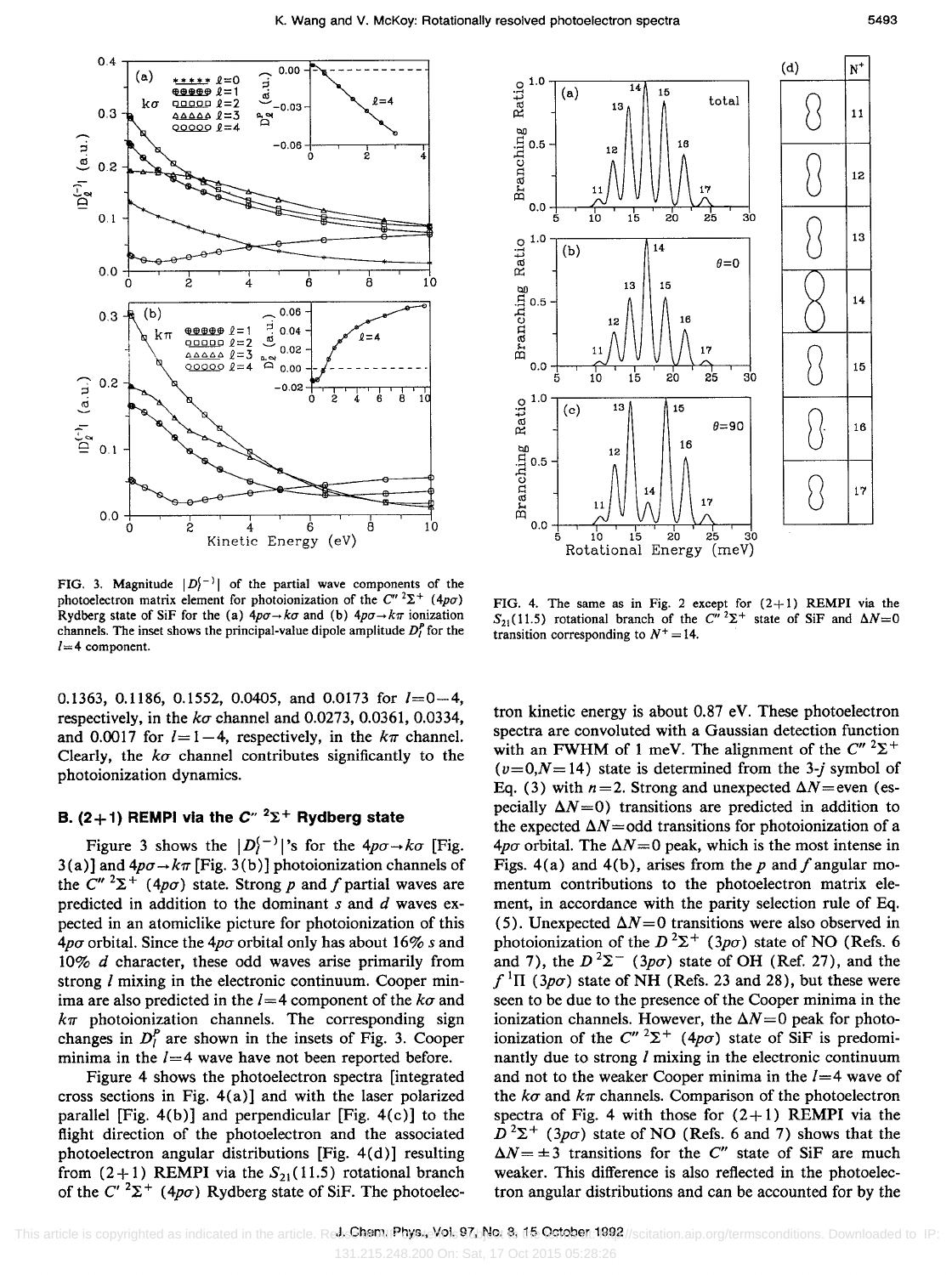FIG. 3. Magnitude $|D_l^{(-)}|$ of the partial wave components of the photoelectron matrix element for photoionization of the $C''\,^2\Sigma^+$ $(4p\sigma)$ Rydberg state of SiF for the (a) $4p\sigma \rightarrow k\sigma$ and (b) $4p\sigma \rightarrow k\pi$ ionization channels. The inset shows the principal-value dipole amplitude $D_l^P$ for the $l=4$ component.

FIG. 4. The same as in Fig. 2 except for (2+1) REMPI via the $S_{21}(11.5)$ rotational branch of the $C''\,^2\Sigma^+$ state of SiF and $\Delta N=0$ transition corresponding to $N^+=14$.

0.1363, 0.1186, 0.1552, 0.0405, and 0.0173 for $l=0-4$, respectively, in the $k\sigma$ channel and 0.0273, 0.0361, 0.0334, and 0.0017 for $l=1-4$, respectively, in the $k\pi$ channel. Clearly, the $k\sigma$ channel contributes significantly to the photoionization dynamics.

## B. (2+1) REMPI via the $C''\,^2\Sigma^+$ Rydberg state

Figure 3 shows the $|D_l^{(-)}|$'s for the $4p\sigma \rightarrow k\sigma$ [Fig. 3(a)] and $4p\sigma \rightarrow k\pi$ [Fig. 3(b)] photoionization channels of the $C''\,^2\Sigma^+$ $(4p\sigma)$ state. Strong *p* and *f* partial waves are predicted in addition to the dominant *s* and *d* waves expected in an atomiclike picture for photoionization of this $4p\sigma$ orbital. Since the $4p\sigma$ orbital only has about 16% *s* and 10% *d* character, these odd waves arise primarily from strong *l* mixing in the electronic continuum. Cooper minima are also predicted in the $l=4$ component of the $k\sigma$ and $k\pi$ photoionization channels. The corresponding sign changes in $D_l^P$ are shown in the insets of Fig. 3. Cooper minima in the $l=4$ wave have not been reported before.

Figure 4 shows the photoelectron spectra [integrated cross sections in Fig. 4(a)] and with the laser polarized parallel [Fig. 4(b)] and perpendicular [Fig. 4(c)] to the flight direction of the photoelectron and the associated photoelectron angular distributions [Fig. 4(d)] resulting from (2+1) REMPI via the $S_{21}(11.5)$ rotational branch of the $C''\,^2\Sigma^+$ $(4p\sigma)$ Rydberg state of SiF. The photoelectron kinetic energy is about 0.87 eV. These photoelectron spectra are convoluted with a Gaussian detection function with an FWHM of 1 meV. The alignment of the $C''\,^2\Sigma^+$ $(v=0, N=14)$ state is determined from the 3-*j* symbol of Eq. (3) with $n=2$. Strong and unexpected $\Delta N=$even (especially $\Delta N=0$) transitions are predicted in addition to the expected $\Delta N=$odd transitions for photoionization of a $4p\sigma$ orbital. The $\Delta N=0$ peak, which is the most intense in Figs. 4(a) and 4(b), arises from the *p* and *f* angular momentum contributions to the photoelectron matrix element, in accordance with the parity selection rule of Eq. (5). Unexpected $\Delta N=0$ transitions were also observed in photoionization of the $D\,^2\Sigma^+$ $(3p\sigma)$ state of NO (Refs. 6 and 7), the $D\,^2\Sigma^-$ $(3p\sigma)$ state of OH (Ref. 27), and the $f\,^1\Pi$ $(3p\sigma)$ state of NH (Refs. 23 and 28), but these were seen to be due to the presence of the Cooper minima in the ionization channels. However, the $\Delta N=0$ peak for photoionization of the $C''\,^2\Sigma^+$ $(4p\sigma)$ state of SiF is predominantly due to strong *l* mixing in the electronic continuum and not to the weaker Cooper minima in the $l=4$ wave of the $k\sigma$ and $k\pi$ channels. Comparison of the photoelectron spectra of Fig. 4 with those for (2+1) REMPI via the $D\,^2\Sigma^+$ $(3p\sigma)$ state of NO (Refs. 6 and 7) shows that the $\Delta N=\pm 3$ transitions for the $C''$ state of SiF are much weaker. This difference is also reflected in the photoelectron angular distributions and can be accounted for by the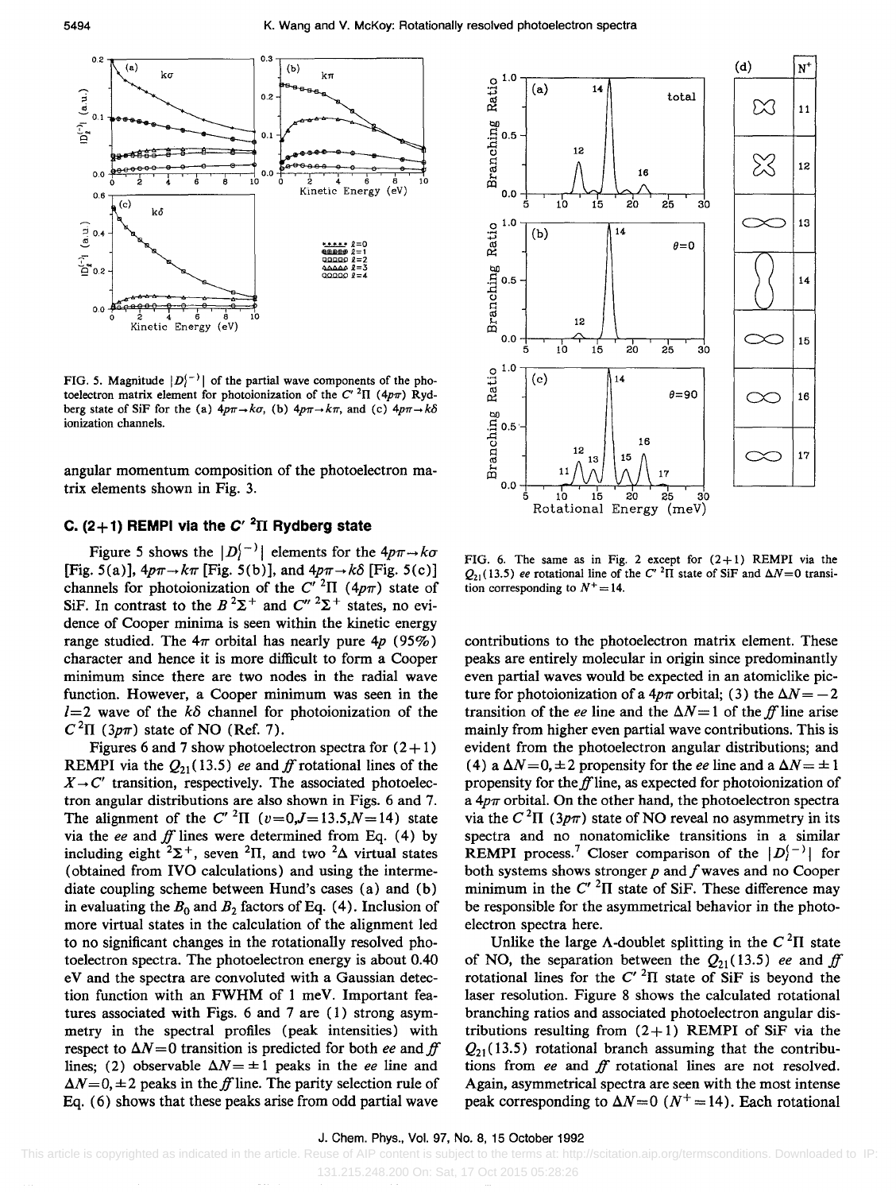FIG. 5. Magnitude $|D_l^{(-)}|$ of the partial wave components of the photoelectron matrix element for photoionization of the $C'\,^2\Pi$ ($4p\pi$) Rydberg state of SiF for the (a) $4p\pi \rightarrow k\sigma$, (b) $4p\pi \rightarrow k\pi$, and (c) $4p\pi \rightarrow k\delta$ ionization channels.

angular momentum composition of the photoelectron matrix elements shown in Fig. 3.

### C. (2+1) REMPI via the $C'\,^2\Pi$ Rydberg state

Figure 5 shows the $|D_l^{(-)}|$ elements for the $4p\pi \rightarrow k\sigma$ [Fig. 5(a)], $4p\pi \rightarrow k\pi$ [Fig. 5(b)], and $4p\pi \rightarrow k\delta$ [Fig. 5(c)] channels for photoionization of the $C'\,^2\Pi$ ($4p\pi$) state of SiF. In contrast to the $B\,^2\Sigma^+$ and $C''\,^2\Sigma^+$ states, no evidence of Cooper minima is seen within the kinetic energy range studied. The $4\pi$ orbital has nearly pure $4p$ (95%) character and hence it is more difficult to form a Cooper minimum since there are two nodes in the radial wave function. However, a Cooper minimum was seen in the $l=2$ wave of the $k\delta$ channel for photoionization of the $C\,^2\Pi$ ($3p\pi$) state of NO (Ref. 7).

Figures 6 and 7 show photoelectron spectra for (2+1) REMPI via the $Q_{21}(13.5)$ *ee* and *ff* rotational lines of the $X \rightarrow C'$ transition, respectively. The associated photoelectron angular distributions are also shown in Figs. 6 and 7. The alignment of the $C'\,^2\Pi$ ($v=0, J=13.5, N=14$) state via the *ee* and *ff* lines were determined from Eq. (4) by including eight $^2\Sigma^+$, seven $^2\Pi$, and two $^2\Delta$ virtual states (obtained from IVO calculations) and using the intermediate coupling scheme between Hund's cases (a) and (b) in evaluating the $B_0$ and $B_2$ factors of Eq. (4). Inclusion of more virtual states in the calculation of the alignment led to no significant changes in the rotationally resolved photoelectron spectra. The photoelectron energy is about 0.40 eV and the spectra are convoluted with a Gaussian detection function with an FWHM of 1 meV. Important features associated with Figs. 6 and 7 are (1) strong asymmetry in the spectral profiles (peak intensities) with respect to $\Delta N=0$ transition is predicted for both *ee* and *ff* lines; (2) observable $\Delta N=\pm 1$ peaks in the *ee* line and $\Delta N=0, \pm 2$ peaks in the *ff* line. The parity selection rule of Eq. (6) shows that these peaks arise from odd partial wave contributions to the photoelectron matrix element. These peaks are entirely molecular in origin since predominantly even partial waves would be expected in an atomiclike picture for photoionization of a $4p\pi$ orbital; (3) the $\Delta N=-2$ transition of the *ee* line and the $\Delta N=1$ of the *ff* line arise mainly from higher even partial wave contributions. This is evident from the photoelectron angular distributions; and (4) a $\Delta N=0, \pm 2$ propensity for the *ee* line and a $\Delta N=\pm 1$ propensity for the *ff* line, as expected for photoionization of a $4p\pi$ orbital. On the other hand, the photoelectron spectra via the $C\,^2\Pi$ ($3p\pi$) state of NO reveal no asymmetry in its spectra and no nonatomiclike transitions in a similar REMPI process.[7] Closer comparison of the $|D_l^{(-)}|$ for both systems shows stronger $p$ and $f$ waves and no Cooper minimum in the $C'\,^2\Pi$ state of SiF. These difference may be responsible for the asymmetrical behavior in the photoelectron spectra here.

FIG. 6. The same as in Fig. 2 except for (2+1) REMPI via the $Q_{21}(13.5)$ *ee* rotational line of the $C'\,^2\Pi$ state of SiF and $\Delta N=0$ transition corresponding to $N^+=14$.

Unlike the large $\Lambda$-doublet splitting in the $C\,^2\Pi$ state of NO, the separation between the $Q_{21}(13.5)$ *ee* and *ff* rotational lines for the $C'\,^2\Pi$ state of SiF is beyond the laser resolution. Figure 8 shows the calculated rotational branching ratios and associated photoelectron angular distributions resulting from (2+1) REMPI of SiF via the $Q_{21}(13.5)$ rotational branch assuming that the contributions from *ee* and *ff* rotational lines are not resolved. Again, asymmetrical spectra are seen with the most intense peak corresponding to $\Delta N=0$ ($N^+=14$). Each rotational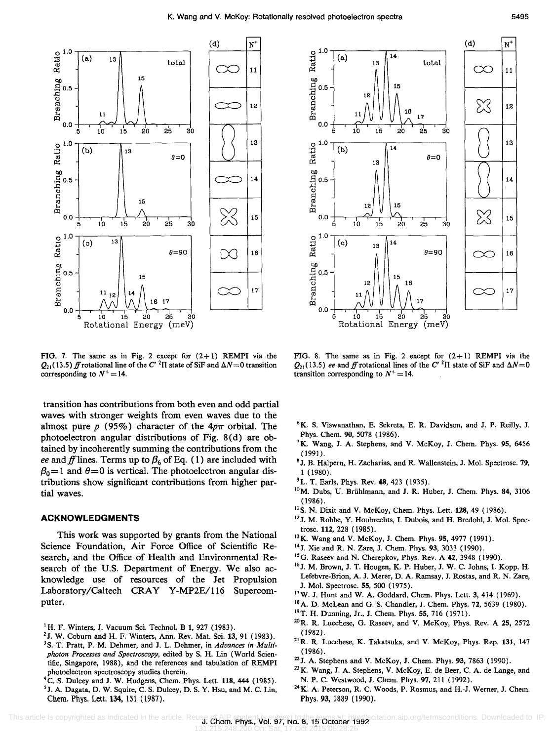FIG. 7. The same as in Fig. 2 except for (2+1) REMPI via the $Q_{21}(13.5)$ *ff* rotational line of the $C'\ ^2\Pi$ state of SiF and $\Delta N=0$ transition corresponding to $N^+=14$.

FIG. 8. The same as in Fig. 2 except for (2+1) REMPI via the $Q_{21}(13.5)$ *ee* and *ff* rotational lines of the $C'\ ^2\Pi$ state of SiF and $\Delta N=0$ transition corresponding to $N^+=14$.

transition has contributions from both even and odd partial waves with stronger weights from even waves due to the almost pure $p$ (95%) character of the $4p\pi$ orbital. The photoelectron angular distributions of Fig. 8(d) are obtained by incoherently summing the contributions from the *ee* and *ff* lines. Terms up to $\beta_6$ of Eq. (1) are included with $\beta_0=1$ and $\theta=0$ is vertical. The photoelectron angular distributions show significant contributions from higher partial waves.

## ACKNOWLEDGMENTS

This work was supported by grants from the National Science Foundation, Air Force Office of Scientific Research, and the Office of Health and Environmental Research of the U.S. Department of Energy. We also acknowledge use of resources of the Jet Propulsion Laboratory/Caltech CRAY Y-MP2E/116 Supercomputer.

[1] H. F. Winters, J. Vacuum Sci. Technol. B 1, 927 (1983).
[2] J. W. Coburn and H. F. Winters, Ann. Rev. Mat. Sci. 13, 91 (1983).
[3] S. T. Pratt, P. M. Dehmer, and J. L. Dehmer, in *Advances in Multi-photon Processes and Spectroscopy*, edited by S. H. Lin (World Scientific, Singapore, 1988), and the references and tabulation of REMPI photoelectron spectroscopy studies therein.
[4] C. S. Dulcey and J. W. Hudgens, Chem. Phys. Lett. 118, 444 (1985).
[5] J. A. Dagata, D. W. Squire, C. S. Dulcey, D. S. Y. Hsu, and M. C. Lin, Chem. Phys. Lett. 134, 151 (1987).
[6] K. S. Viswanathan, E. Sekreta, E. R. Davidson, and J. P. Reilly, J. Phys. Chem. 90, 5078 (1986).
[7] K. Wang, J. A. Stephens, and V. McKoy, J. Chem. Phys. 95, 6456 (1991).
[8] J. B. Halpern, H. Zacharias, and R. Wallenstein, J. Mol. Spectrosc. 79, 1 (1980).
[9] L. T. Earls, Phys. Rev. 48, 423 (1935).
[10] M. Dubs, U. Brühlmann, and J. R. Huber, J. Chem. Phys. 84, 3106 (1986).
[11] S. N. Dixit and V. McKoy, Chem. Phys. Lett. 128, 49 (1986).
[12] J. M. Robbe, Y. Houbrechts, I. Dubois, and H. Bredohl, J. Mol. Spectrosc. 112, 228 (1985).
[13] K. Wang and V. McKoy, J. Chem. Phys. 95, 4977 (1991).
[14] J. Xie and R. N. Zare, J. Chem. Phys. 93, 3033 (1990).
[15] G. Raseev and N. Cherepkov, Phys. Rev. A 42, 3948 (1990).
[16] J. M. Brown, J. T. Hougen, K. P. Huber, J. W. C. Johns, I. Kopp, H. Lefebvre-Brion, A. J. Merer, D. A. Ramsay, J. Rostas, and R. N. Zare, J. Mol. Spectrosc. 55, 500 (1975).
[17] W. J. Hunt and W. A. Goddard, Chem. Phys. Lett. 3, 414 (1969).
[18] A. D. McLean and G. S. Chandler, J. Chem. Phys. 72, 5639 (1980).
[19] T. H. Dunning, Jr., J. Chem. Phys. 55, 716 (1971).
[20] R. R. Lucchese, G. Raseev, and V. McKoy, Phys. Rev. A 25, 2572 (1982).
[21] R. R. Lucchese, K. Takatsuka, and V. McKoy, Phys. Rep. 131, 147 (1986).
[22] J. A. Stephens and V. McKoy, J. Chem. Phys. 93, 7863 (1990).
[23] K. Wang, J. A. Stephens, V. McKoy, E. de Beer, C. A. de Lange, and N. P. C. Westwood, J. Chem. Phys. 97, 211 (1992).
[24] K. A. Peterson, R. C. Woods, P. Rosmus, and H.-J. Werner, J. Chem. Phys. 93, 1889 (1990).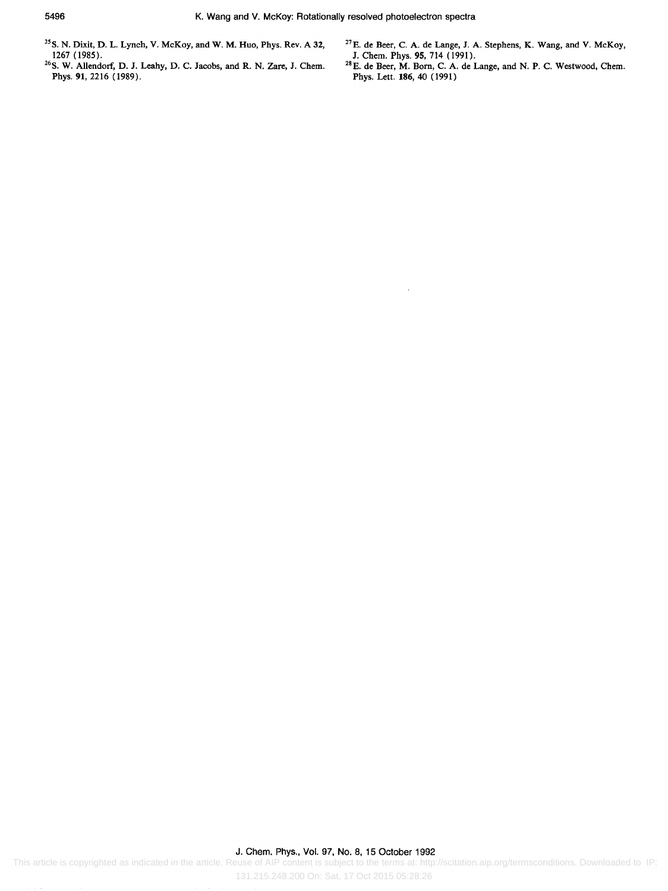[25] S. N. Dixit, D. L. Lynch, V. McKoy, and W. M. Huo, Phys. Rev. A **32**, 1267 (1985).

[26] S. W. Allendorf, D. J. Leahy, D. C. Jacobs, and R. N. Zare, J. Chem. Phys. **91**, 2216 (1989).

[27] E. de Beer, C. A. de Lange, J. A. Stephens, K. Wang, and V. McKoy, J. Chem. Phys. **95**, 714 (1991).

[28] E. de Beer, M. Born, C. A. de Lange, and N. P. C. Westwood, Chem. Phys. Lett. **186**, 40 (1991)